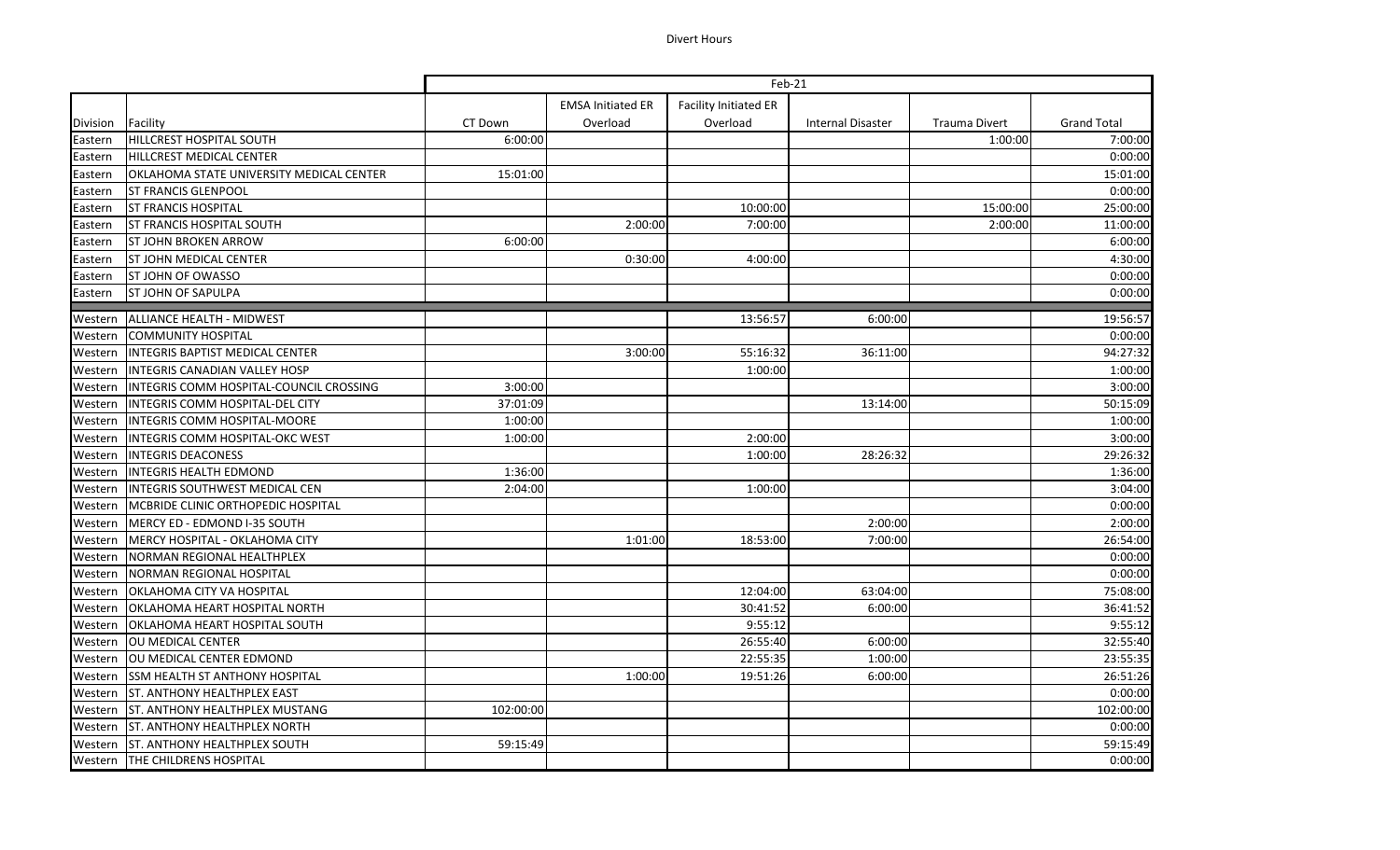# Divert Hours

| | | Feb-21 | | | | | |
|---|---|---|---|---|---|---|---|
| Division | Facility | CT Down | EMSA Initiated ER Overload | Facility Initiated ER Overload | Internal Disaster | Trauma Divert | Grand Total |
| Eastern | HILLCREST HOSPITAL SOUTH | 6:00:00 | | | | 1:00:00 | 7:00:00 |
| Eastern | HILLCREST MEDICAL CENTER | | | | | | 0:00:00 |
| Eastern | OKLAHOMA STATE UNIVERSITY MEDICAL CENTER | 15:01:00 | | | | | 15:01:00 |
| Eastern | ST FRANCIS GLENPOOL | | | | | | 0:00:00 |
| Eastern | ST FRANCIS HOSPITAL | | | 10:00:00 | | 15:00:00 | 25:00:00 |
| Eastern | ST FRANCIS HOSPITAL SOUTH | | 2:00:00 | 7:00:00 | | 2:00:00 | 11:00:00 |
| Eastern | ST JOHN BROKEN ARROW | 6:00:00 | | | | | 6:00:00 |
| Eastern | ST JOHN MEDICAL CENTER | | 0:30:00 | 4:00:00 | | | 4:30:00 |
| Eastern | ST JOHN OF OWASSO | | | | | | 0:00:00 |
| Eastern | ST JOHN OF SAPULPA | | | | | | 0:00:00 |
| Western | ALLIANCE HEALTH - MIDWEST | | | 13:56:57 | 6:00:00 | | 19:56:57 |
| Western | COMMUNITY HOSPITAL | | | | | | 0:00:00 |
| Western | INTEGRIS BAPTIST MEDICAL CENTER | | 3:00:00 | 55:16:32 | 36:11:00 | | 94:27:32 |
| Western | INTEGRIS CANADIAN VALLEY HOSP | | | 1:00:00 | | | 1:00:00 |
| Western | INTEGRIS COMM HOSPITAL-COUNCIL CROSSING | 3:00:00 | | | | | 3:00:00 |
| Western | INTEGRIS COMM HOSPITAL-DEL CITY | 37:01:09 | | | 13:14:00 | | 50:15:09 |
| Western | INTEGRIS COMM HOSPITAL-MOORE | 1:00:00 | | | | | 1:00:00 |
| Western | INTEGRIS COMM HOSPITAL-OKC WEST | 1:00:00 | | 2:00:00 | | | 3:00:00 |
| Western | INTEGRIS DEACONESS | | | 1:00:00 | 28:26:32 | | 29:26:32 |
| Western | INTEGRIS HEALTH EDMOND | 1:36:00 | | | | | 1:36:00 |
| Western | INTEGRIS SOUTHWEST MEDICAL CEN | 2:04:00 | | 1:00:00 | | | 3:04:00 |
| Western | MCBRIDE CLINIC ORTHOPEDIC HOSPITAL | | | | | | 0:00:00 |
| Western | MERCY ED - EDMOND I-35 SOUTH | | | | 2:00:00 | | 2:00:00 |
| Western | MERCY HOSPITAL - OKLAHOMA CITY | | 1:01:00 | 18:53:00 | 7:00:00 | | 26:54:00 |
| Western | NORMAN REGIONAL HEALTHPLEX | | | | | | 0:00:00 |
| Western | NORMAN REGIONAL HOSPITAL | | | | | | 0:00:00 |
| Western | OKLAHOMA CITY VA HOSPITAL | | | 12:04:00 | 63:04:00 | | 75:08:00 |
| Western | OKLAHOMA HEART HOSPITAL NORTH | | | 30:41:52 | 6:00:00 | | 36:41:52 |
| Western | OKLAHOMA HEART HOSPITAL SOUTH | | | 9:55:12 | | | 9:55:12 |
| Western | OU MEDICAL CENTER | | | 26:55:40 | 6:00:00 | | 32:55:40 |
| Western | OU MEDICAL CENTER EDMOND | | | 22:55:35 | 1:00:00 | | 23:55:35 |
| Western | SSM HEALTH ST ANTHONY HOSPITAL | | 1:00:00 | 19:51:26 | 6:00:00 | | 26:51:26 |
| Western | ST. ANTHONY HEALTHPLEX EAST | | | | | | 0:00:00 |
| Western | ST. ANTHONY HEALTHPLEX MUSTANG | 102:00:00 | | | | | 102:00:00 |
| Western | ST. ANTHONY HEALTHPLEX NORTH | | | | | | 0:00:00 |
| Western | ST. ANTHONY HEALTHPLEX SOUTH | 59:15:49 | | | | | 59:15:49 |
| Western | THE CHILDRENS HOSPITAL | | | | | | 0:00:00 |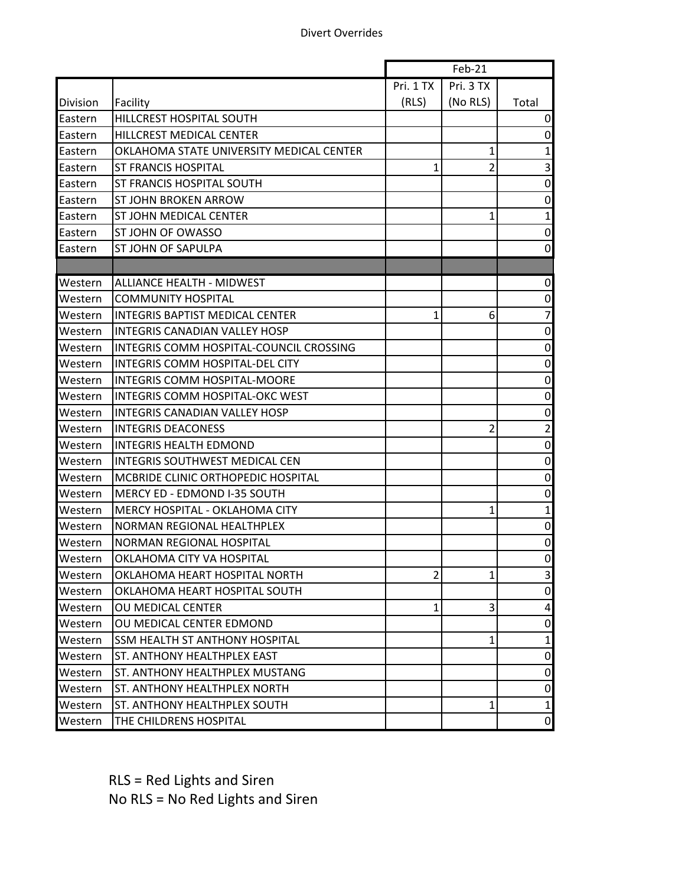Divert Overrides

| | | Feb-21 | | |
|---|---|---|---|---|
| Division | Facility | Pri. 1 TX (RLS) | Pri. 3 TX (No RLS) | Total |
| Eastern | HILLCREST HOSPITAL SOUTH | | | 0 |
| Eastern | HILLCREST MEDICAL CENTER | | | 0 |
| Eastern | OKLAHOMA STATE UNIVERSITY MEDICAL CENTER | | 1 | 1 |
| Eastern | ST FRANCIS HOSPITAL | 1 | 2 | 3 |
| Eastern | ST FRANCIS HOSPITAL SOUTH | | | 0 |
| Eastern | ST JOHN BROKEN ARROW | | | 0 |
| Eastern | ST JOHN MEDICAL CENTER | | 1 | 1 |
| Eastern | ST JOHN OF OWASSO | | | 0 |
| Eastern | ST JOHN OF SAPULPA | | | 0 |
| | | | | |
| Western | ALLIANCE HEALTH - MIDWEST | | | 0 |
| Western | COMMUNITY HOSPITAL | | | 0 |
| Western | INTEGRIS BAPTIST MEDICAL CENTER | 1 | 6 | 7 |
| Western | INTEGRIS CANADIAN VALLEY HOSP | | | 0 |
| Western | INTEGRIS COMM HOSPITAL-COUNCIL CROSSING | | | 0 |
| Western | INTEGRIS COMM HOSPITAL-DEL CITY | | | 0 |
| Western | INTEGRIS COMM HOSPITAL-MOORE | | | 0 |
| Western | INTEGRIS COMM HOSPITAL-OKC WEST | | | 0 |
| Western | INTEGRIS CANADIAN VALLEY HOSP | | | 0 |
| Western | INTEGRIS DEACONESS | | 2 | 2 |
| Western | INTEGRIS HEALTH EDMOND | | | 0 |
| Western | INTEGRIS SOUTHWEST MEDICAL CEN | | | 0 |
| Western | MCBRIDE CLINIC ORTHOPEDIC HOSPITAL | | | 0 |
| Western | MERCY ED - EDMOND I-35 SOUTH | | | 0 |
| Western | MERCY HOSPITAL - OKLAHOMA CITY | | 1 | 1 |
| Western | NORMAN REGIONAL HEALTHPLEX | | | 0 |
| Western | NORMAN REGIONAL HOSPITAL | | | 0 |
| Western | OKLAHOMA CITY VA HOSPITAL | | | 0 |
| Western | OKLAHOMA HEART HOSPITAL NORTH | 2 | 1 | 3 |
| Western | OKLAHOMA HEART HOSPITAL SOUTH | | | 0 |
| Western | OU MEDICAL CENTER | 1 | 3 | 4 |
| Western | OU MEDICAL CENTER EDMOND | | | 0 |
| Western | SSM HEALTH ST ANTHONY HOSPITAL | | 1 | 1 |
| Western | ST. ANTHONY HEALTHPLEX EAST | | | 0 |
| Western | ST. ANTHONY HEALTHPLEX MUSTANG | | | 0 |
| Western | ST. ANTHONY HEALTHPLEX NORTH | | | 0 |
| Western | ST. ANTHONY HEALTHPLEX SOUTH | | 1 | 1 |
| Western | THE CHILDRENS HOSPITAL | | | 0 |

RLS = Red Lights and Siren

No RLS = No Red Lights and Siren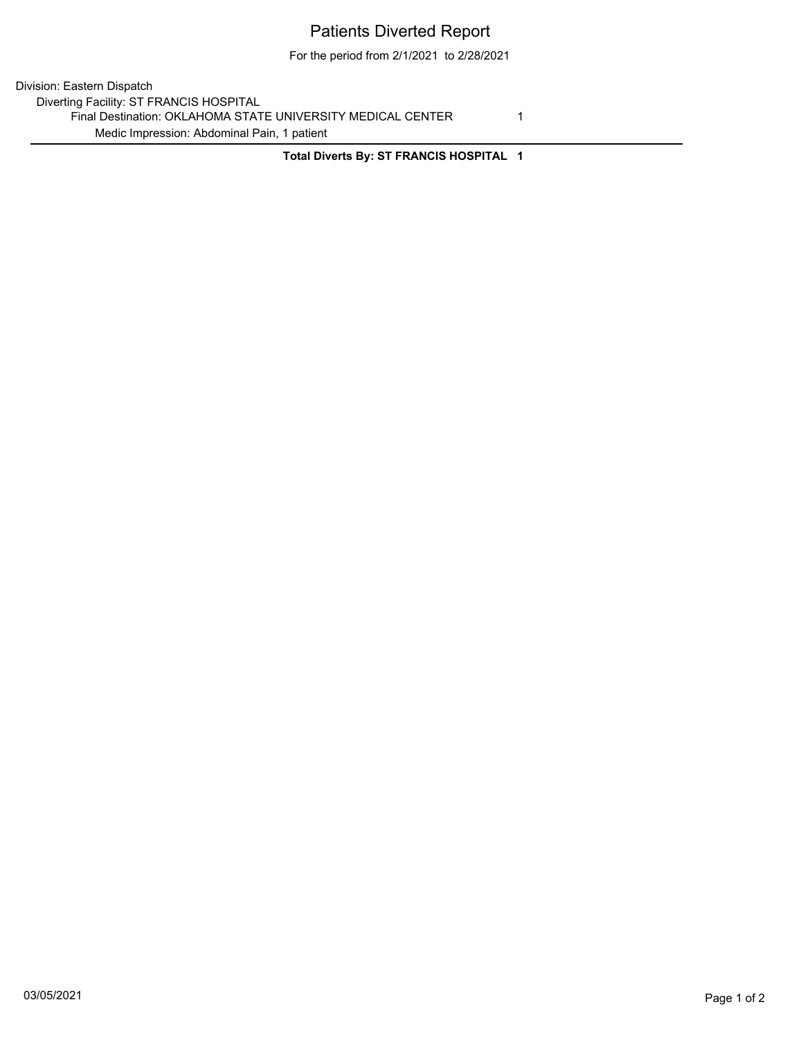# Patients Diverted Report

For the period from 2/1/2021 to 2/28/2021

Division: Eastern Dispatch

Diverting Facility: ST FRANCIS HOSPITAL

Final Destination: OKLAHOMA STATE UNIVERSITY MEDICAL CENTER 1

Medic Impression: Abdominal Pain, 1 patient

---

**Total Diverts By: ST FRANCIS HOSPITAL 1**

03/05/2021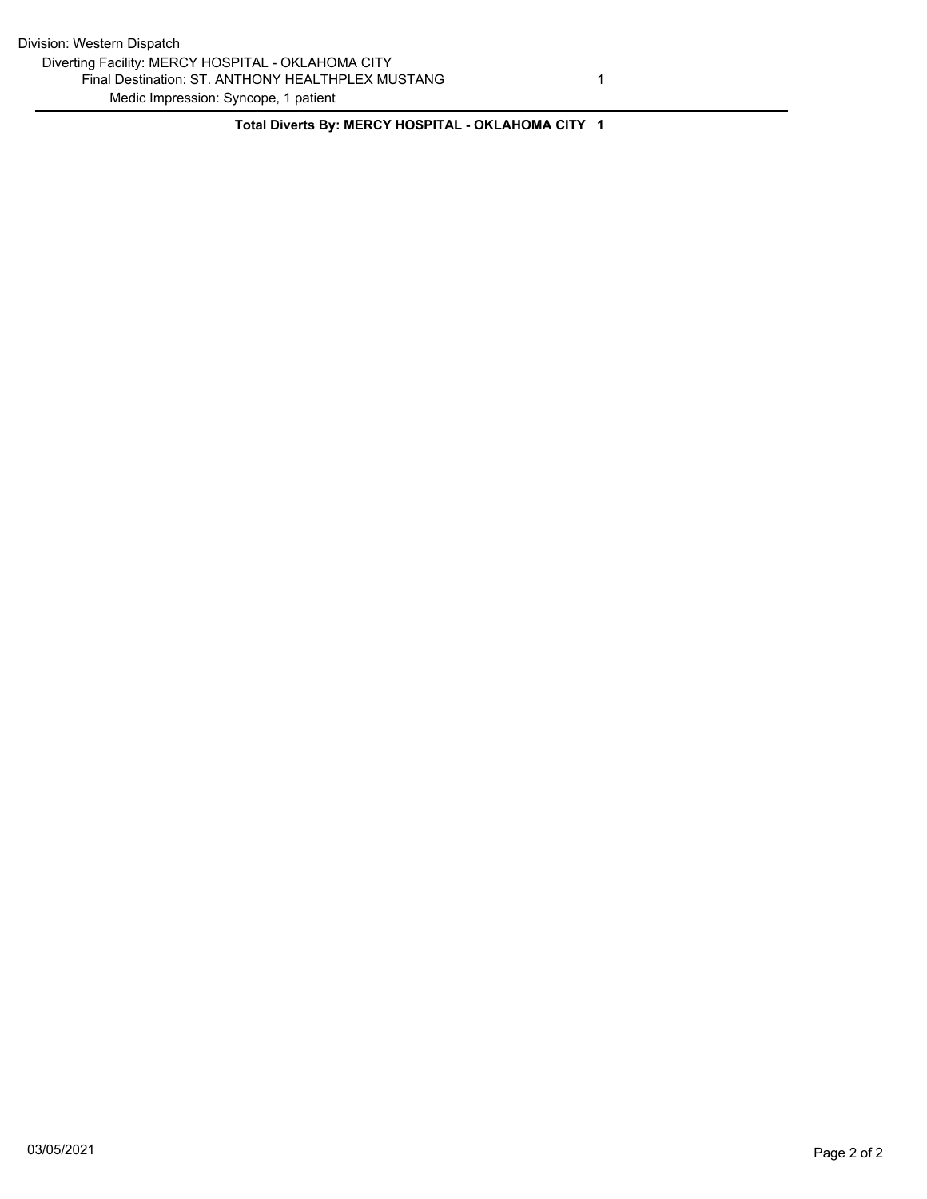Division: Western Dispatch

Diverting Facility: MERCY HOSPITAL - OKLAHOMA CITY

Final Destination: ST. ANTHONY HEALTHPLEX MUSTANG 1

Medic Impression: Syncope, 1 patient

**Total Diverts By: MERCY HOSPITAL - OKLAHOMA CITY 1**

03/05/2021